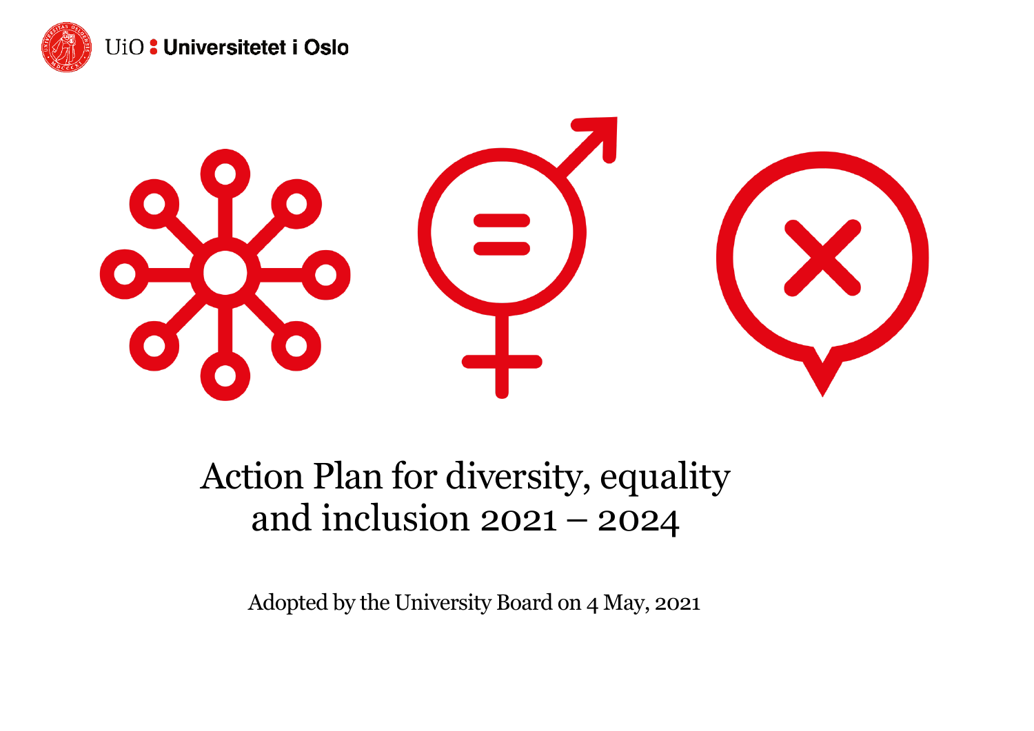UiO : Universitetet i Oslo

# Action Plan for diversity, equality and inclusion 2021 – 2024

Adopted by the University Board on 4 May, 2021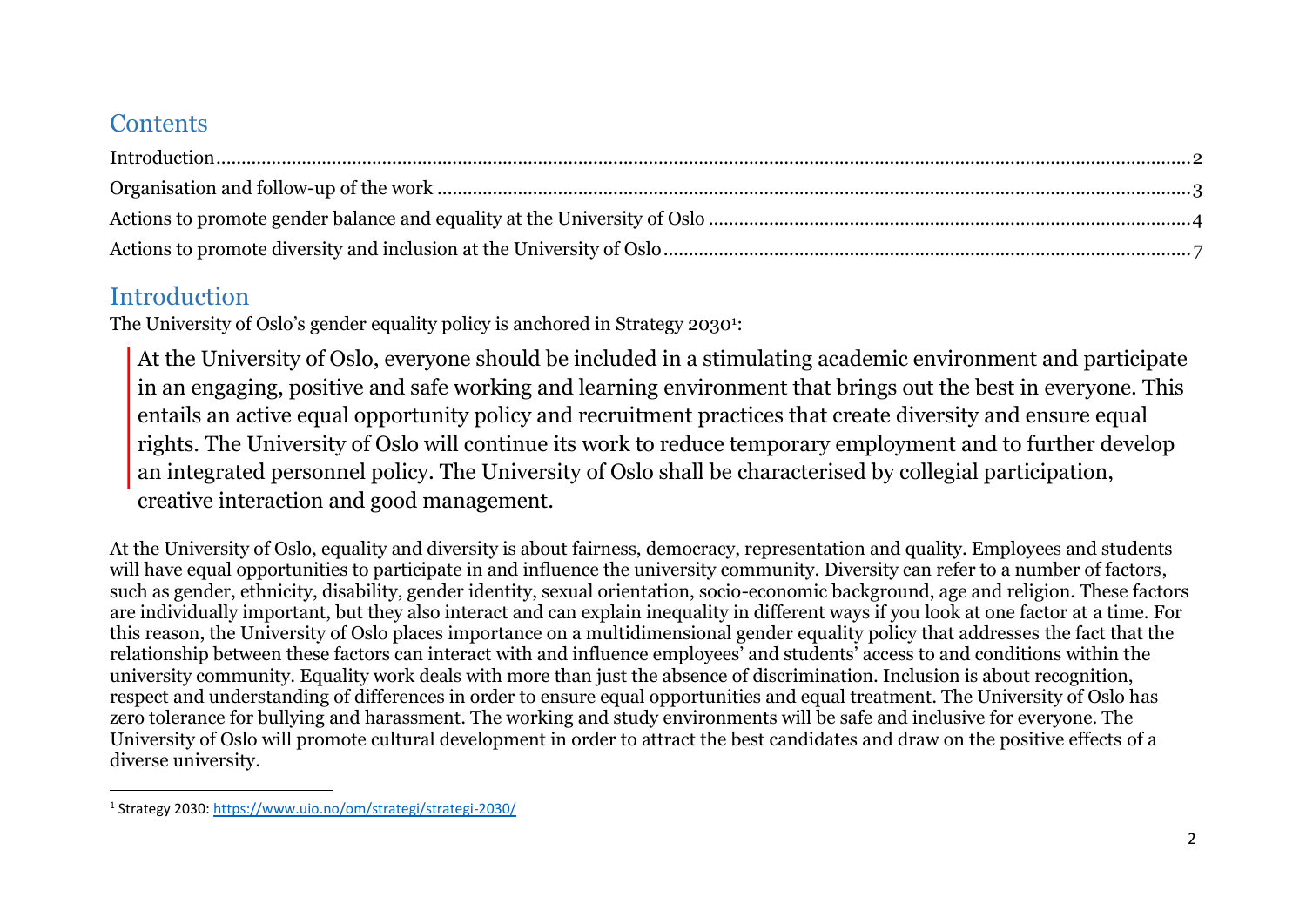## Contents

Introduction .......... 2
Organisation and follow-up of the work .......... 3
Actions to promote gender balance and equality at the University of Oslo .......... 4
Actions to promote diversity and inclusion at the University of Oslo .......... 7

## Introduction

The University of Oslo's gender equality policy is anchored in Strategy 2030[1]:

> At the University of Oslo, everyone should be included in a stimulating academic environment and participate in an engaging, positive and safe working and learning environment that brings out the best in everyone. This entails an active equal opportunity policy and recruitment practices that create diversity and ensure equal rights. The University of Oslo will continue its work to reduce temporary employment and to further develop an integrated personnel policy. The University of Oslo shall be characterised by collegial participation, creative interaction and good management.

At the University of Oslo, equality and diversity is about fairness, democracy, representation and quality. Employees and students will have equal opportunities to participate in and influence the university community. Diversity can refer to a number of factors, such as gender, ethnicity, disability, gender identity, sexual orientation, socio-economic background, age and religion. These factors are individually important, but they also interact and can explain inequality in different ways if you look at one factor at a time. For this reason, the University of Oslo places importance on a multidimensional gender equality policy that addresses the fact that the relationship between these factors can interact with and influence employees' and students' access to and conditions within the university community. Equality work deals with more than just the absence of discrimination. Inclusion is about recognition, respect and understanding of differences in order to ensure equal opportunities and equal treatment. The University of Oslo has zero tolerance for bullying and harassment. The working and study environments will be safe and inclusive for everyone. The University of Oslo will promote cultural development in order to attract the best candidates and draw on the positive effects of a diverse university.

[1] Strategy 2030: https://www.uio.no/om/strategi/strategi-2030/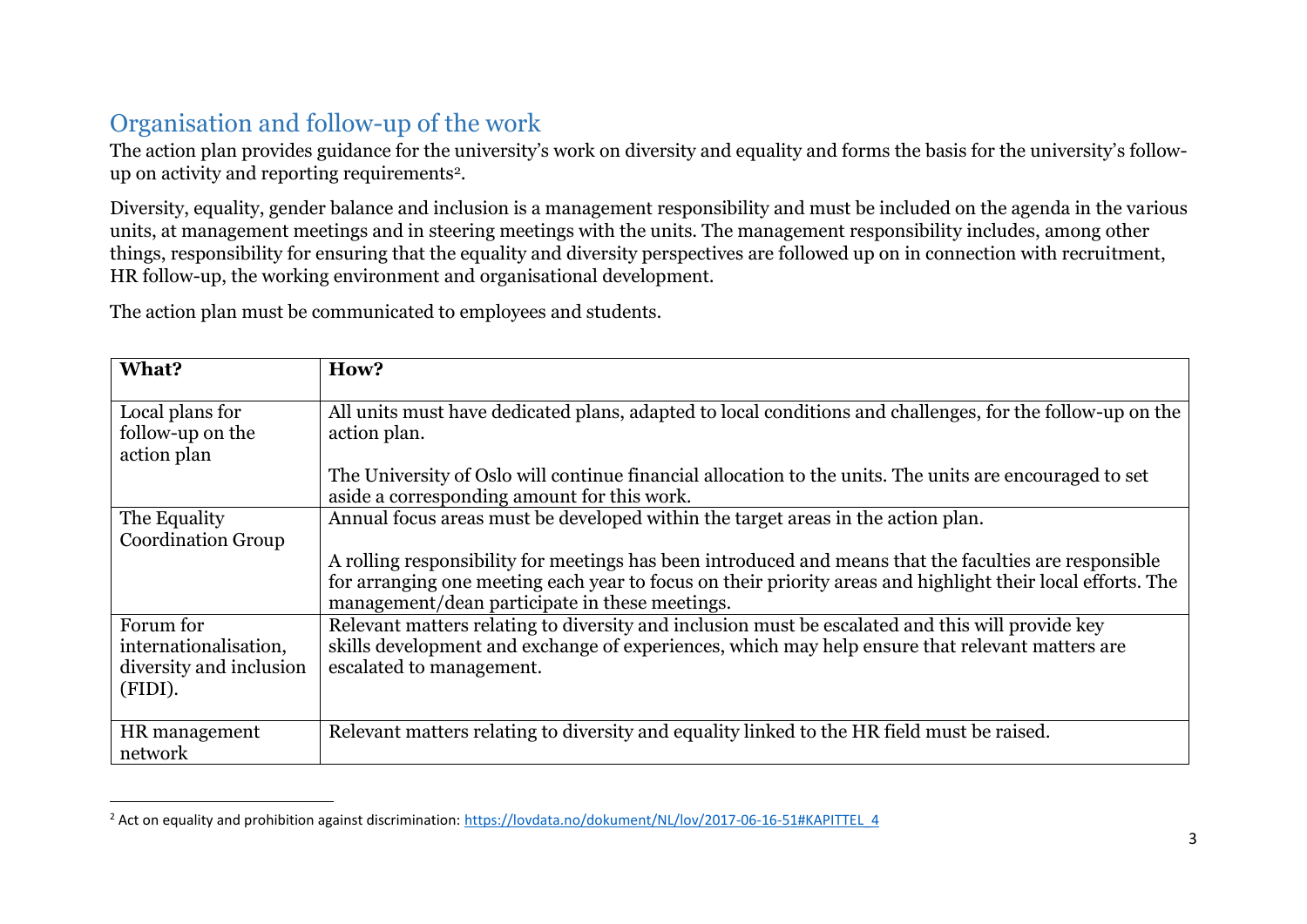## Organisation and follow-up of the work

The action plan provides guidance for the university's work on diversity and equality and forms the basis for the university's follow-up on activity and reporting requirements[2].

Diversity, equality, gender balance and inclusion is a management responsibility and must be included on the agenda in the various units, at management meetings and in steering meetings with the units. The management responsibility includes, among other things, responsibility for ensuring that the equality and diversity perspectives are followed up on in connection with recruitment, HR follow-up, the working environment and organisational development.

The action plan must be communicated to employees and students.

| What? | How? |
|---|---|
| Local plans for follow-up on the action plan | All units must have dedicated plans, adapted to local conditions and challenges, for the follow-up on the action plan.<br><br>The University of Oslo will continue financial allocation to the units. The units are encouraged to set aside a corresponding amount for this work. |
| The Equality Coordination Group | Annual focus areas must be developed within the target areas in the action plan.<br><br>A rolling responsibility for meetings has been introduced and means that the faculties are responsible for arranging one meeting each year to focus on their priority areas and highlight their local efforts. The management/dean participate in these meetings. |
| Forum for internationalisation, diversity and inclusion (FIDI). | Relevant matters relating to diversity and inclusion must be escalated and this will provide key skills development and exchange of experiences, which may help ensure that relevant matters are escalated to management. |
| HR management network | Relevant matters relating to diversity and equality linked to the HR field must be raised. |

[2] Act on equality and prohibition against discrimination: https://lovdata.no/dokument/NL/lov/2017-06-16-51#KAPITTEL_4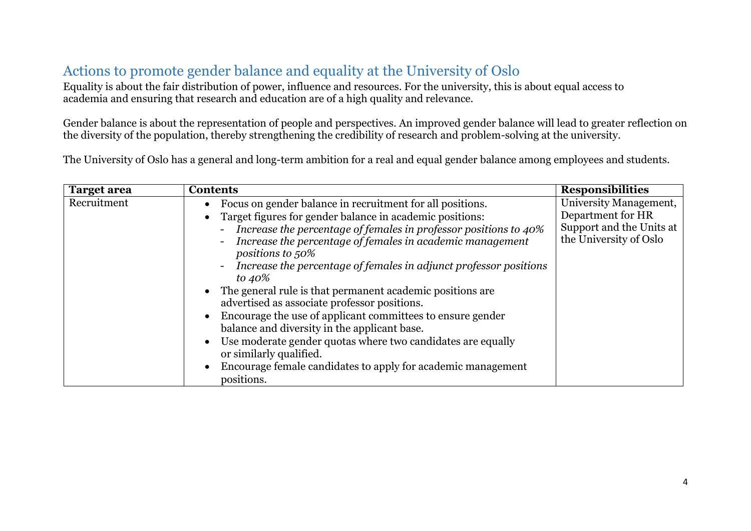## Actions to promote gender balance and equality at the University of Oslo

Equality is about the fair distribution of power, influence and resources. For the university, this is about equal access to academia and ensuring that research and education are of a high quality and relevance.

Gender balance is about the representation of people and perspectives. An improved gender balance will lead to greater reflection on the diversity of the population, thereby strengthening the credibility of research and problem-solving at the university.

The University of Oslo has a general and long-term ambition for a real and equal gender balance among employees and students.

| **Target area** | **Contents** | **Responsibilities** |
|---|---|---|
| Recruitment | • Focus on gender balance in recruitment for all positions.<br>• Target figures for gender balance in academic positions:<br>&nbsp;&nbsp;- *Increase the percentage of females in professor positions to 40%*<br>&nbsp;&nbsp;- *Increase the percentage of females in academic management positions to 50%*<br>&nbsp;&nbsp;- *Increase the percentage of females in adjunct professor positions to 40%*<br>• The general rule is that permanent academic positions are advertised as associate professor positions.<br>• Encourage the use of applicant committees to ensure gender balance and diversity in the applicant base.<br>• Use moderate gender quotas where two candidates are equally or similarly qualified.<br>• Encourage female candidates to apply for academic management positions. | University Management, Department for HR Support and the Units at the University of Oslo |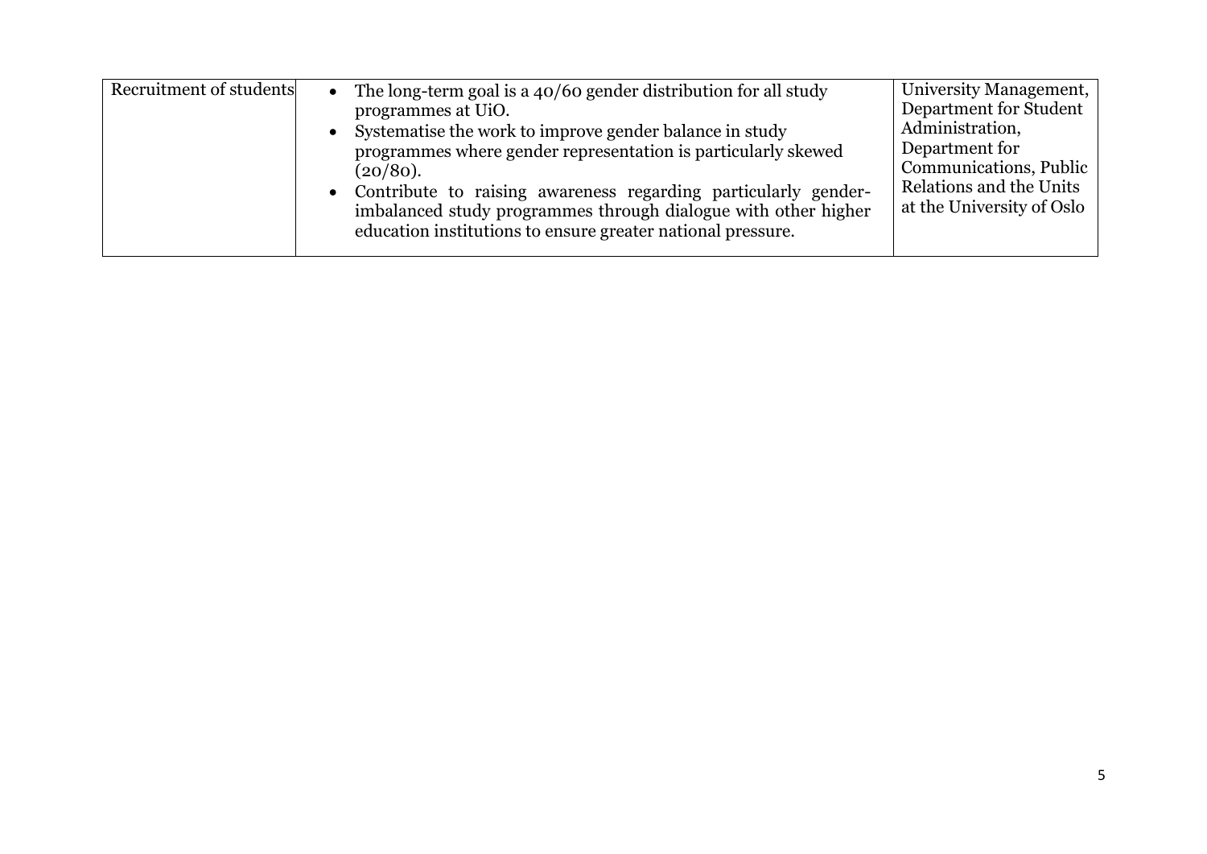| | | |
|---|---|---|
| Recruitment of students | • The long-term goal is a 40/60 gender distribution for all study programmes at UiO.<br>• Systematise the work to improve gender balance in study programmes where gender representation is particularly skewed (20/80).<br>• Contribute to raising awareness regarding particularly gender-imbalanced study programmes through dialogue with other higher education institutions to ensure greater national pressure. | University Management, Department for Student Administration, Department for Communications, Public Relations and the Units at the University of Oslo |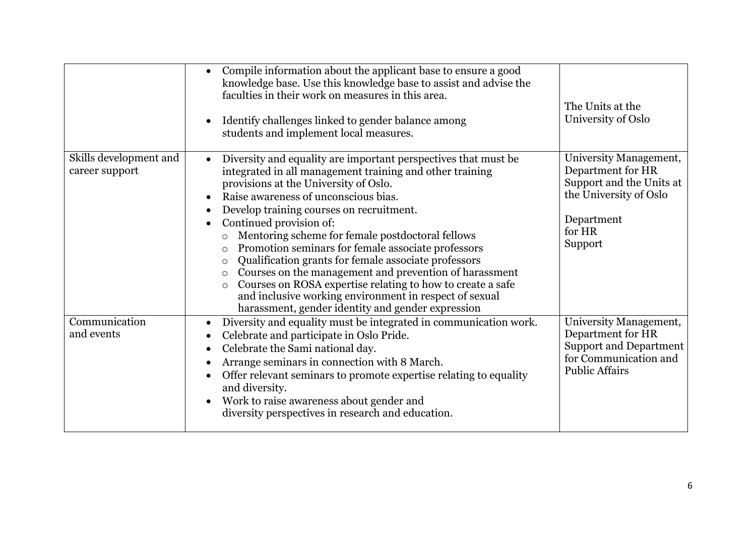|  |  |  |
|---|---|---|
|  | • Compile information about the applicant base to ensure a good knowledge base. Use this knowledge base to assist and advise the faculties in their work on measures in this area.<br><br>• Identify challenges linked to gender balance among students and implement local measures. | The Units at the University of Oslo |
| Skills development and career support | • Diversity and equality are important perspectives that must be integrated in all management training and other training provisions at the University of Oslo.<br>• Raise awareness of unconscious bias.<br>• Develop training courses on recruitment.<br>• Continued provision of:<br>  ○ Mentoring scheme for female postdoctoral fellows<br>  ○ Promotion seminars for female associate professors<br>  ○ Qualification grants for female associate professors<br>  ○ Courses on the management and prevention of harassment<br>  ○ Courses on ROSA expertise relating to how to create a safe and inclusive working environment in respect of sexual harassment, gender identity and gender expression | University Management, Department for HR Support and the Units at the University of Oslo<br><br>Department for HR Support |
| Communication and events | • Diversity and equality must be integrated in communication work.<br>• Celebrate and participate in Oslo Pride.<br>• Celebrate the Sami national day.<br>• Arrange seminars in connection with 8 March.<br>• Offer relevant seminars to promote expertise relating to equality and diversity.<br>• Work to raise awareness about gender and diversity perspectives in research and education. | University Management, Department for HR Support and Department for Communication and Public Affairs |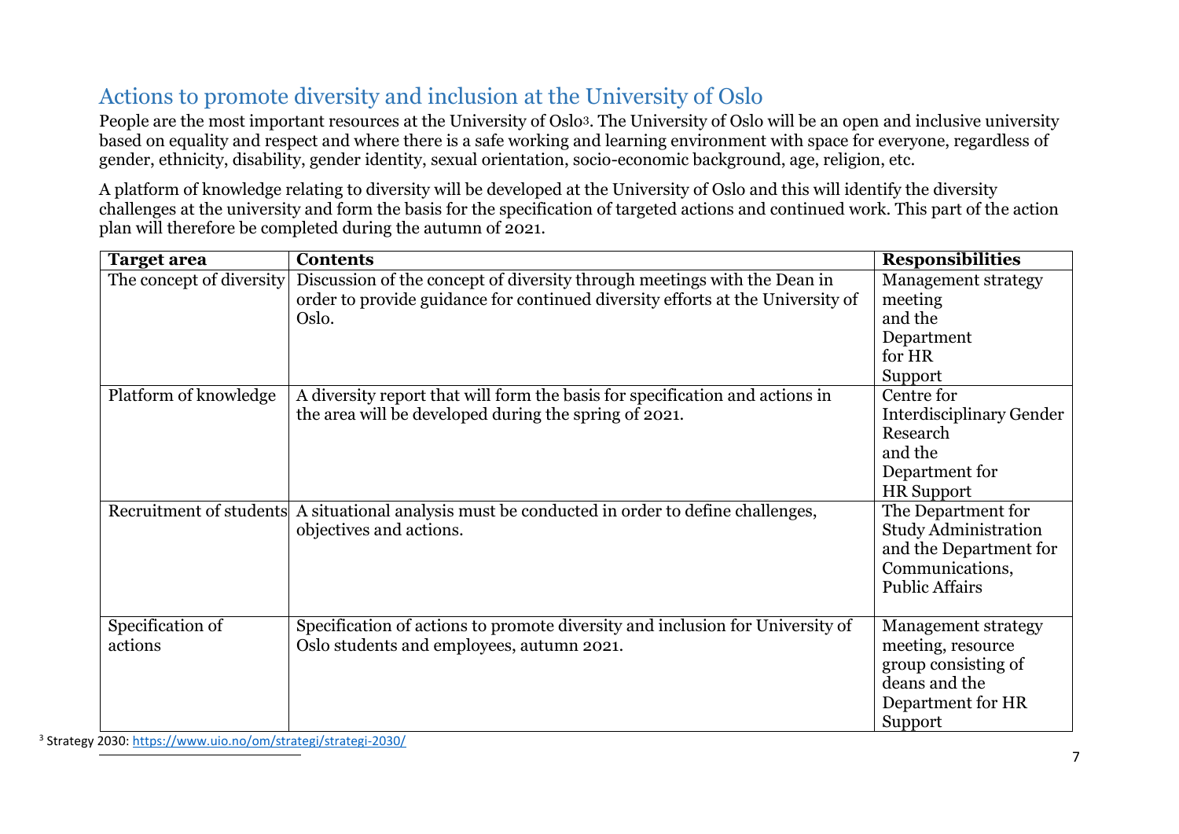## Actions to promote diversity and inclusion at the University of Oslo

People are the most important resources at the University of Oslo[3]. The University of Oslo will be an open and inclusive university based on equality and respect and where there is a safe working and learning environment with space for everyone, regardless of gender, ethnicity, disability, gender identity, sexual orientation, socio-economic background, age, religion, etc.

A platform of knowledge relating to diversity will be developed at the University of Oslo and this will identify the diversity challenges at the university and form the basis for the specification of targeted actions and continued work. This part of the action plan will therefore be completed during the autumn of 2021.

| **Target area** | **Contents** | **Responsibilities** |
|---|---|---|
| The concept of diversity | Discussion of the concept of diversity through meetings with the Dean in order to provide guidance for continued diversity efforts at the University of Oslo. | Management strategy meeting and the Department for HR Support |
| Platform of knowledge | A diversity report that will form the basis for specification and actions in the area will be developed during the spring of 2021. | Centre for Interdisciplinary Gender Research and the Department for HR Support |
| Recruitment of students | A situational analysis must be conducted in order to define challenges, objectives and actions. | The Department for Study Administration and the Department for Communications, Public Affairs |
| Specification of actions | Specification of actions to promote diversity and inclusion for University of Oslo students and employees, autumn 2021. | Management strategy meeting, resource group consisting of deans and the Department for HR Support |

[3] Strategy 2030: https://www.uio.no/om/strategi/strategi-2030/